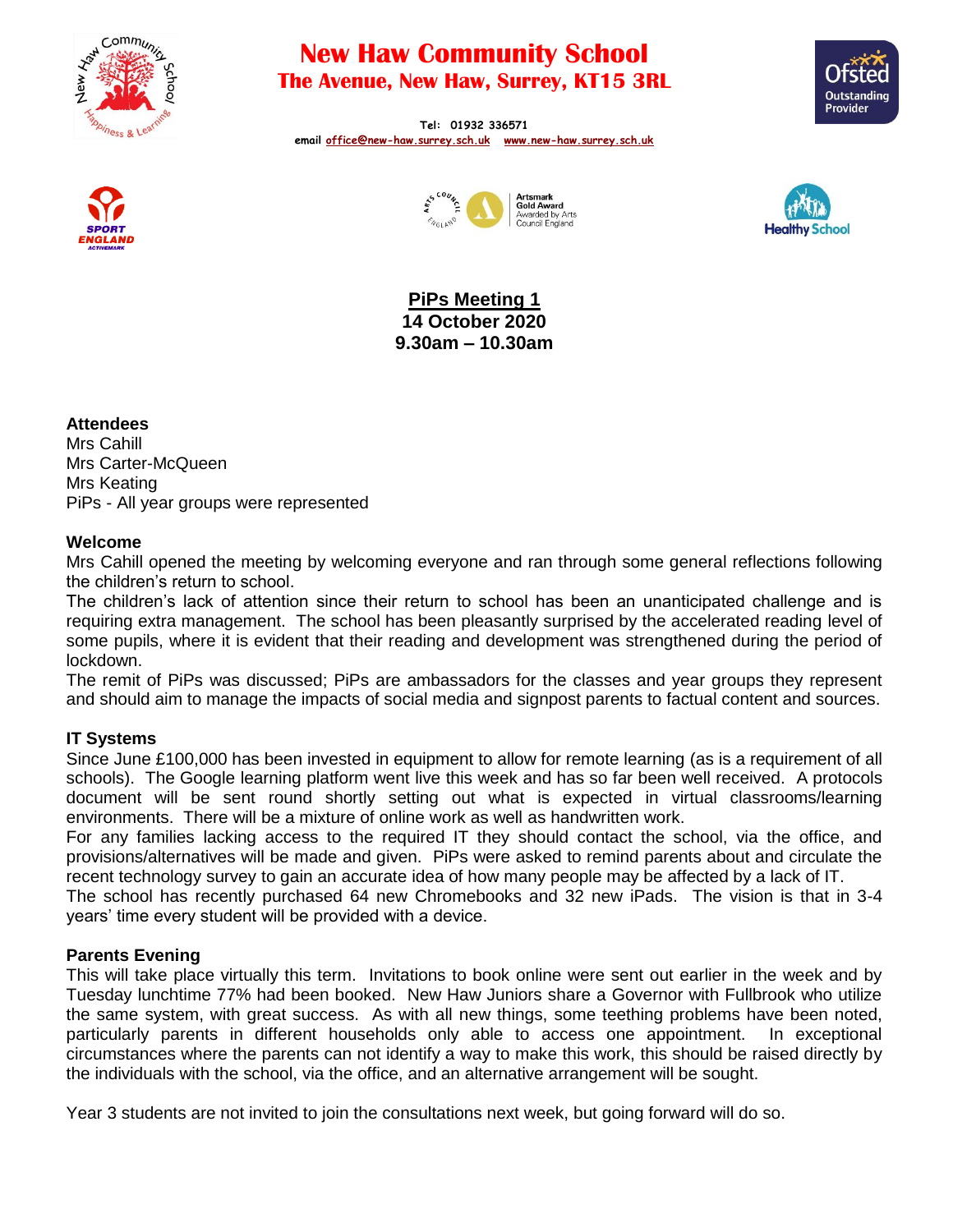# New Haw Community School

**The Avenue, New Haw, Surrey, KT15 3RL**

Tel: 01932 336571
email office@new-haw.surrey.sch.uk www.new-haw.surrey.sch.uk

## PiPs Meeting 1
**14 October 2020**
**9.30am – 10.30am**

**Attendees**
Mrs Cahill
Mrs Carter-McQueen
Mrs Keating
PiPs - All year groups were represented

**Welcome**
Mrs Cahill opened the meeting by welcoming everyone and ran through some general reflections following the children's return to school.
The children's lack of attention since their return to school has been an unanticipated challenge and is requiring extra management. The school has been pleasantly surprised by the accelerated reading level of some pupils, where it is evident that their reading and development was strengthened during the period of lockdown.
The remit of PiPs was discussed; PiPs are ambassadors for the classes and year groups they represent and should aim to manage the impacts of social media and signpost parents to factual content and sources.

**IT Systems**
Since June £100,000 has been invested in equipment to allow for remote learning (as is a requirement of all schools). The Google learning platform went live this week and has so far been well received. A protocols document will be sent round shortly setting out what is expected in virtual classrooms/learning environments. There will be a mixture of online work as well as handwritten work.
For any families lacking access to the required IT they should contact the school, via the office, and provisions/alternatives will be made and given. PiPs were asked to remind parents about and circulate the recent technology survey to gain an accurate idea of how many people may be affected by a lack of IT.
The school has recently purchased 64 new Chromebooks and 32 new iPads. The vision is that in 3-4 years' time every student will be provided with a device.

**Parents Evening**
This will take place virtually this term. Invitations to book online were sent out earlier in the week and by Tuesday lunchtime 77% had been booked. New Haw Juniors share a Governor with Fullbrook who utilize the same system, with great success. As with all new things, some teething problems have been noted, particularly parents in different households only able to access one appointment. In exceptional circumstances where the parents can not identify a way to make this work, this should be raised directly by the individuals with the school, via the office, and an alternative arrangement will be sought.

Year 3 students are not invited to join the consultations next week, but going forward will do so.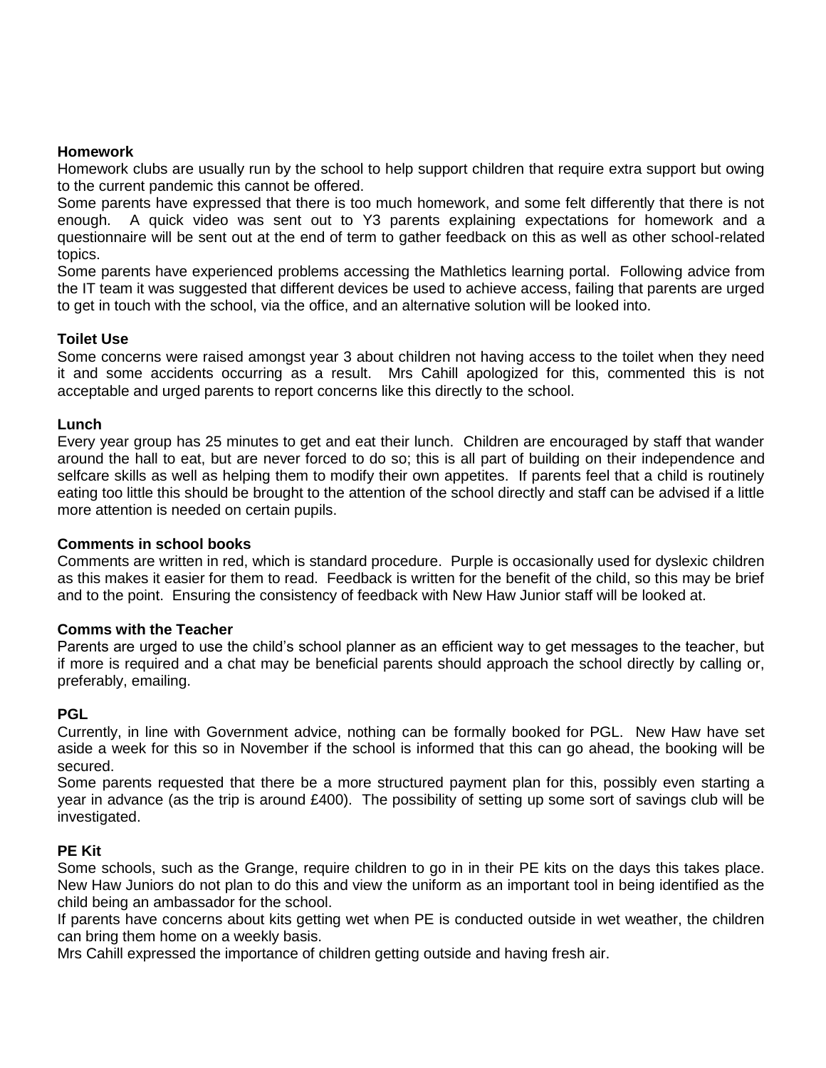**Homework**

Homework clubs are usually run by the school to help support children that require extra support but owing to the current pandemic this cannot be offered.

Some parents have expressed that there is too much homework, and some felt differently that there is not enough. A quick video was sent out to Y3 parents explaining expectations for homework and a questionnaire will be sent out at the end of term to gather feedback on this as well as other school-related topics.

Some parents have experienced problems accessing the Mathletics learning portal. Following advice from the IT team it was suggested that different devices be used to achieve access, failing that parents are urged to get in touch with the school, via the office, and an alternative solution will be looked into.

**Toilet Use**

Some concerns were raised amongst year 3 about children not having access to the toilet when they need it and some accidents occurring as a result. Mrs Cahill apologized for this, commented this is not acceptable and urged parents to report concerns like this directly to the school.

**Lunch**

Every year group has 25 minutes to get and eat their lunch. Children are encouraged by staff that wander around the hall to eat, but are never forced to do so; this is all part of building on their independence and selfcare skills as well as helping them to modify their own appetites. If parents feel that a child is routinely eating too little this should be brought to the attention of the school directly and staff can be advised if a little more attention is needed on certain pupils.

**Comments in school books**

Comments are written in red, which is standard procedure. Purple is occasionally used for dyslexic children as this makes it easier for them to read. Feedback is written for the benefit of the child, so this may be brief and to the point. Ensuring the consistency of feedback with New Haw Junior staff will be looked at.

**Comms with the Teacher**

Parents are urged to use the child's school planner as an efficient way to get messages to the teacher, but if more is required and a chat may be beneficial parents should approach the school directly by calling or, preferably, emailing.

**PGL**

Currently, in line with Government advice, nothing can be formally booked for PGL. New Haw have set aside a week for this so in November if the school is informed that this can go ahead, the booking will be secured.

Some parents requested that there be a more structured payment plan for this, possibly even starting a year in advance (as the trip is around £400). The possibility of setting up some sort of savings club will be investigated.

**PE Kit**

Some schools, such as the Grange, require children to go in in their PE kits on the days this takes place. New Haw Juniors do not plan to do this and view the uniform as an important tool in being identified as the child being an ambassador for the school.

If parents have concerns about kits getting wet when PE is conducted outside in wet weather, the children can bring them home on a weekly basis.

Mrs Cahill expressed the importance of children getting outside and having fresh air.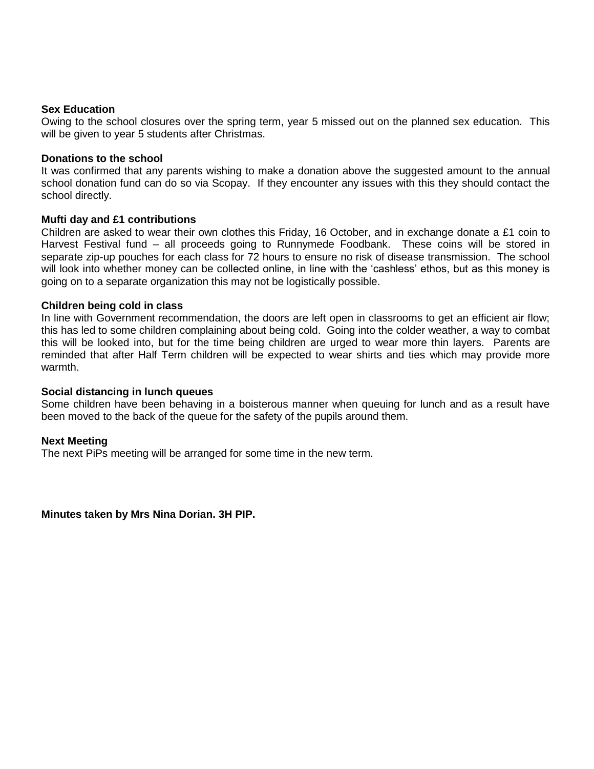**Sex Education**

Owing to the school closures over the spring term, year 5 missed out on the planned sex education. This will be given to year 5 students after Christmas.

**Donations to the school**

It was confirmed that any parents wishing to make a donation above the suggested amount to the annual school donation fund can do so via Scopay. If they encounter any issues with this they should contact the school directly.

**Mufti day and £1 contributions**

Children are asked to wear their own clothes this Friday, 16 October, and in exchange donate a £1 coin to Harvest Festival fund – all proceeds going to Runnymede Foodbank. These coins will be stored in separate zip-up pouches for each class for 72 hours to ensure no risk of disease transmission. The school will look into whether money can be collected online, in line with the 'cashless' ethos, but as this money is going on to a separate organization this may not be logistically possible.

**Children being cold in class**

In line with Government recommendation, the doors are left open in classrooms to get an efficient air flow; this has led to some children complaining about being cold. Going into the colder weather, a way to combat this will be looked into, but for the time being children are urged to wear more thin layers. Parents are reminded that after Half Term children will be expected to wear shirts and ties which may provide more warmth.

**Social distancing in lunch queues**

Some children have been behaving in a boisterous manner when queuing for lunch and as a result have been moved to the back of the queue for the safety of the pupils around them.

**Next Meeting**

The next PiPs meeting will be arranged for some time in the new term.

**Minutes taken by Mrs Nina Dorian. 3H PIP.**